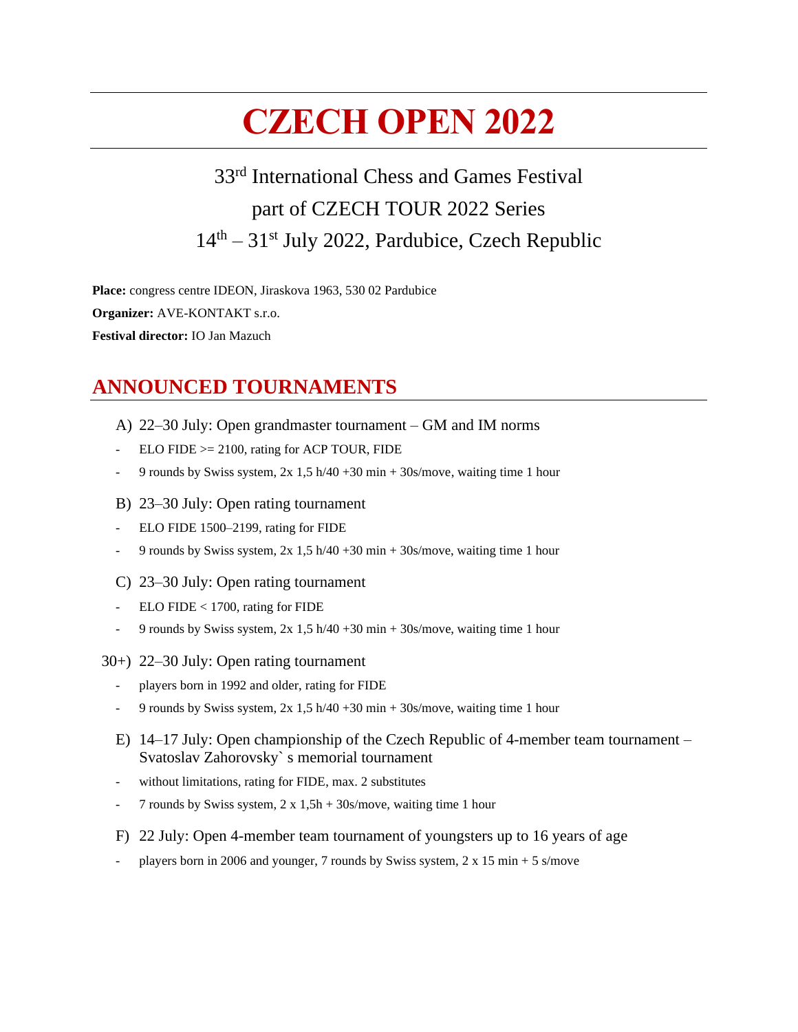# CZECH OPEN 2022

33rd International Chess and Games Festival

part of CZECH TOUR 2022 Series

14th – 31st July 2022, Pardubice, Czech Republic

**Place:** congress centre IDEON, Jiraskova 1963, 530 02 Pardubice

**Organizer:** AVE-KONTAKT s.r.o.

**Festival director:** IO Jan Mazuch

## ANNOUNCED TOURNAMENTS

A) 22–30 July: Open grandmaster tournament – GM and IM norms

- ELO FIDE >= 2100, rating for ACP TOUR, FIDE
- 9 rounds by Swiss system, 2x 1,5 h/40 +30 min + 30s/move, waiting time 1 hour

B) 23–30 July: Open rating tournament

- ELO FIDE 1500–2199, rating for FIDE
- 9 rounds by Swiss system, 2x 1,5 h/40 +30 min + 30s/move, waiting time 1 hour

C) 23–30 July: Open rating tournament

- ELO FIDE < 1700, rating for FIDE
- 9 rounds by Swiss system, 2x 1,5 h/40 +30 min + 30s/move, waiting time 1 hour

30+) 22–30 July: Open rating tournament

- players born in 1992 and older, rating for FIDE
- 9 rounds by Swiss system, 2x 1,5 h/40 +30 min + 30s/move, waiting time 1 hour

E) 14–17 July: Open championship of the Czech Republic of 4-member team tournament – Svatoslav Zahorovsky` s memorial tournament

- without limitations, rating for FIDE, max. 2 substitutes
- 7 rounds by Swiss system, 2 x 1,5h + 30s/move, waiting time 1 hour

F) 22 July: Open 4-member team tournament of youngsters up to 16 years of age

- players born in 2006 and younger, 7 rounds by Swiss system, 2 x 15 min + 5 s/move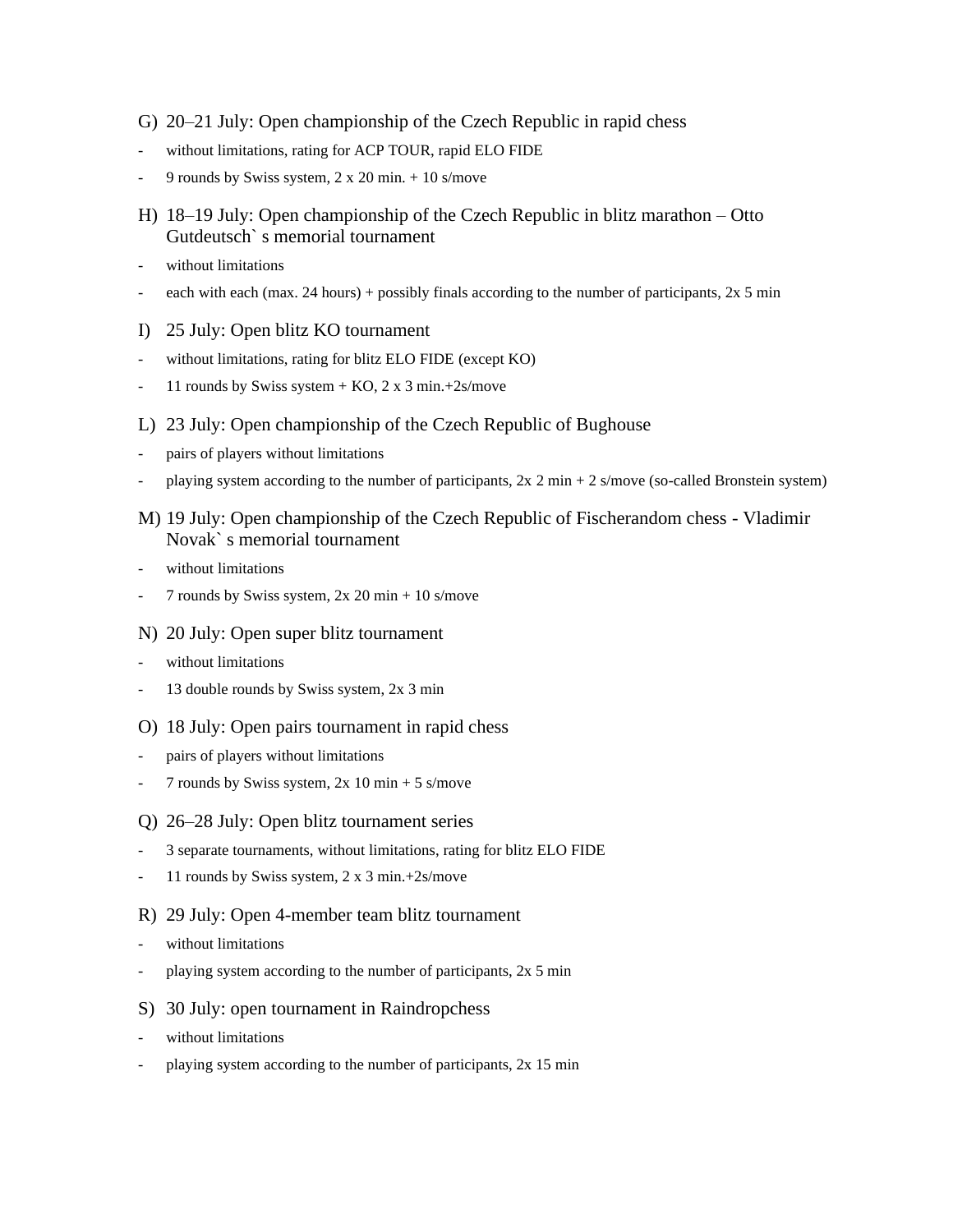G) 20–21 July: Open championship of the Czech Republic in rapid chess

- without limitations, rating for ACP TOUR, rapid ELO FIDE
- 9 rounds by Swiss system, 2 x 20 min. + 10 s/move

H) 18–19 July: Open championship of the Czech Republic in blitz marathon – Otto Gutdeutsch` s memorial tournament

- without limitations
- each with each (max. 24 hours) + possibly finals according to the number of participants, 2x 5 min

I) 25 July: Open blitz KO tournament

- without limitations, rating for blitz ELO FIDE (except KO)
- 11 rounds by Swiss system + KO, 2 x 3 min.+2s/move

L) 23 July: Open championship of the Czech Republic of Bughouse

- pairs of players without limitations
- playing system according to the number of participants, 2x 2 min + 2 s/move (so-called Bronstein system)

M) 19 July: Open championship of the Czech Republic of Fischerandom chess - Vladimir Novak` s memorial tournament

- without limitations
- 7 rounds by Swiss system, 2x 20 min + 10 s/move

N) 20 July: Open super blitz tournament

- without limitations
- 13 double rounds by Swiss system, 2x 3 min

O) 18 July: Open pairs tournament in rapid chess

- pairs of players without limitations
- 7 rounds by Swiss system, 2x 10 min + 5 s/move

Q) 26–28 July: Open blitz tournament series

- 3 separate tournaments, without limitations, rating for blitz ELO FIDE
- 11 rounds by Swiss system, 2 x 3 min.+2s/move

R) 29 July: Open 4-member team blitz tournament

- without limitations
- playing system according to the number of participants, 2x 5 min

S) 30 July: open tournament in Raindropchess

- without limitations
- playing system according to the number of participants, 2x 15 min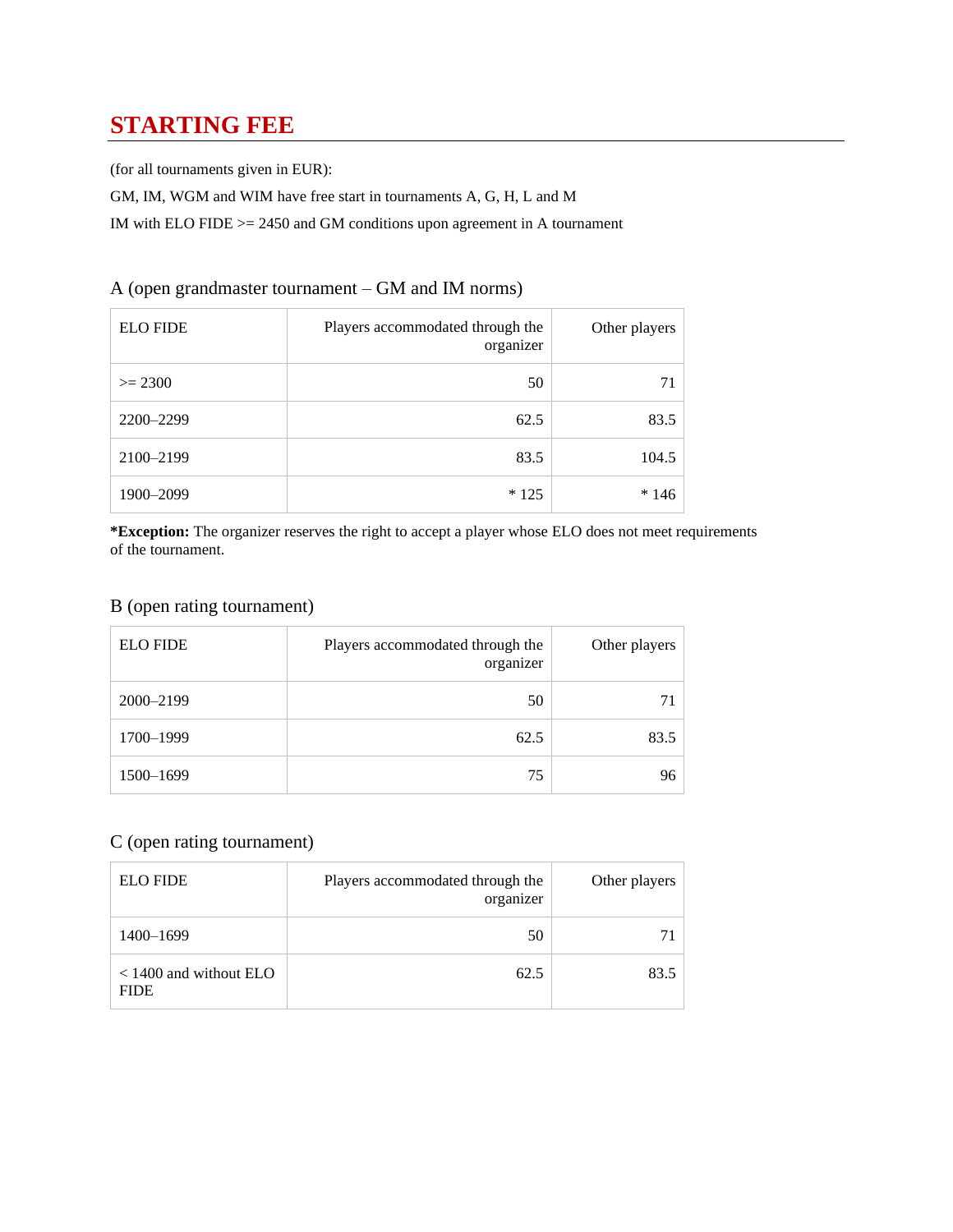## STARTING FEE

(for all tournaments given in EUR):

GM, IM, WGM and WIM have free start in tournaments A, G, H, L and M

IM with ELO FIDE >= 2450 and GM conditions upon agreement in A tournament

### A (open grandmaster tournament – GM and IM norms)

| ELO FIDE | Players accommodated through the organizer | Other players |
|---|---|---|
| >= 2300 | 50 | 71 |
| 2200–2299 | 62.5 | 83.5 |
| 2100–2199 | 83.5 | 104.5 |
| 1900–2099 | * 125 | * 146 |

***Exception:** The organizer reserves the right to accept a player whose ELO does not meet requirements of the tournament.

### B (open rating tournament)

| ELO FIDE | Players accommodated through the organizer | Other players |
|---|---|---|
| 2000–2199 | 50 | 71 |
| 1700–1999 | 62.5 | 83.5 |
| 1500–1699 | 75 | 96 |

### C (open rating tournament)

| ELO FIDE | Players accommodated through the organizer | Other players |
|---|---|---|
| 1400–1699 | 50 | 71 |
| < 1400 and without ELO FIDE | 62.5 | 83.5 |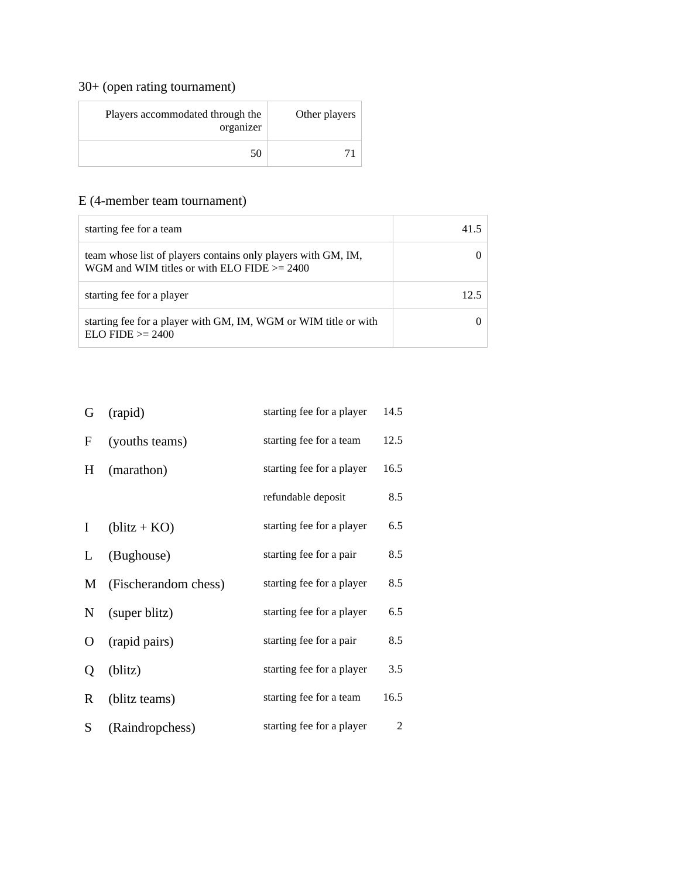30+ (open rating tournament)

| Players accommodated through the organizer | Other players |
|---|---|
| 50 | 71 |

E (4-member team tournament)

| | |
|---|---|
| starting fee for a team | 41.5 |
| team whose list of players contains only players with GM, IM, WGM and WIM titles or with ELO FIDE >= 2400 | 0 |
| starting fee for a player | 12.5 |
| starting fee for a player with GM, IM, WGM or WIM title or with ELO FIDE >= 2400 | 0 |

| | | | |
|---|---|---|---|
| G | (rapid) | starting fee for a player | 14.5 |
| F | (youths teams) | starting fee for a team | 12.5 |
| H | (marathon) | starting fee for a player | 16.5 |
| | | refundable deposit | 8.5 |
| I | (blitz + KO) | starting fee for a player | 6.5 |
| L | (Bughouse) | starting fee for a pair | 8.5 |
| M | (Fischerandom chess) | starting fee for a player | 8.5 |
| N | (super blitz) | starting fee for a player | 6.5 |
| O | (rapid pairs) | starting fee for a pair | 8.5 |
| Q | (blitz) | starting fee for a player | 3.5 |
| R | (blitz teams) | starting fee for a team | 16.5 |
| S | (Raindropchess) | starting fee for a player | 2 |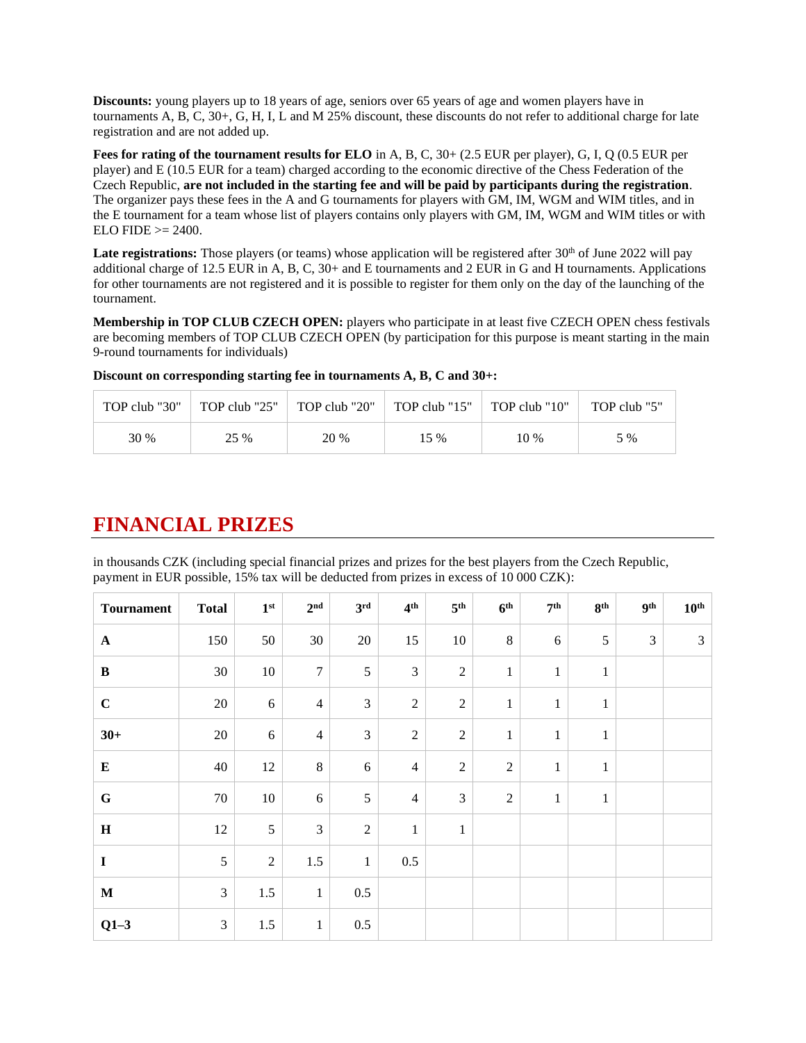**Discounts:** young players up to 18 years of age, seniors over 65 years of age and women players have in tournaments A, B, C, 30+, G, H, I, L and M 25% discount, these discounts do not refer to additional charge for late registration and are not added up.

**Fees for rating of the tournament results for ELO** in A, B, C, 30+ (2.5 EUR per player), G, I, Q (0.5 EUR per player) and E (10.5 EUR for a team) charged according to the economic directive of the Chess Federation of the Czech Republic, **are not included in the starting fee and will be paid by participants during the registration**. The organizer pays these fees in the A and G tournaments for players with GM, IM, WGM and WIM titles, and in the E tournament for a team whose list of players contains only players with GM, IM, WGM and WIM titles or with ELO FIDE >= 2400.

**Late registrations:** Those players (or teams) whose application will be registered after 30th of June 2022 will pay additional charge of 12.5 EUR in A, B, C, 30+ and E tournaments and 2 EUR in G and H tournaments. Applications for other tournaments are not registered and it is possible to register for them only on the day of the launching of the tournament.

**Membership in TOP CLUB CZECH OPEN:** players who participate in at least five CZECH OPEN chess festivals are becoming members of TOP CLUB CZECH OPEN (by participation for this purpose is meant starting in the main 9-round tournaments for individuals)

**Discount on corresponding starting fee in tournaments A, B, C and 30+:**

| TOP club "30" | TOP club "25" | TOP club "20" | TOP club "15" | TOP club "10" | TOP club "5" |
|---|---|---|---|---|---|
| 30 % | 25 % | 20 % | 15 % | 10 % | 5 % |

## FINANCIAL PRIZES

in thousands CZK (including special financial prizes and prizes for the best players from the Czech Republic, payment in EUR possible, 15% tax will be deducted from prizes in excess of 10 000 CZK):

| Tournament | Total | 1st | 2nd | 3rd | 4th | 5th | 6th | 7th | 8th | 9th | 10th |
|---|---|---|---|---|---|---|---|---|---|---|---|
| **A** | 150 | 50 | 30 | 20 | 15 | 10 | 8 | 6 | 5 | 3 | 3 |
| **B** | 30 | 10 | 7 | 5 | 3 | 2 | 1 | 1 | 1 | | |
| **C** | 20 | 6 | 4 | 3 | 2 | 2 | 1 | 1 | 1 | | |
| **30+** | 20 | 6 | 4 | 3 | 2 | 2 | 1 | 1 | 1 | | |
| **E** | 40 | 12 | 8 | 6 | 4 | 2 | 2 | 1 | 1 | | |
| **G** | 70 | 10 | 6 | 5 | 4 | 3 | 2 | 1 | 1 | | |
| **H** | 12 | 5 | 3 | 2 | 1 | 1 | | | | | |
| **I** | 5 | 2 | 1.5 | 1 | 0.5 | | | | | | |
| **M** | 3 | 1.5 | 1 | 0.5 | | | | | | | |
| **Q1–3** | 3 | 1.5 | 1 | 0.5 | | | | | | | |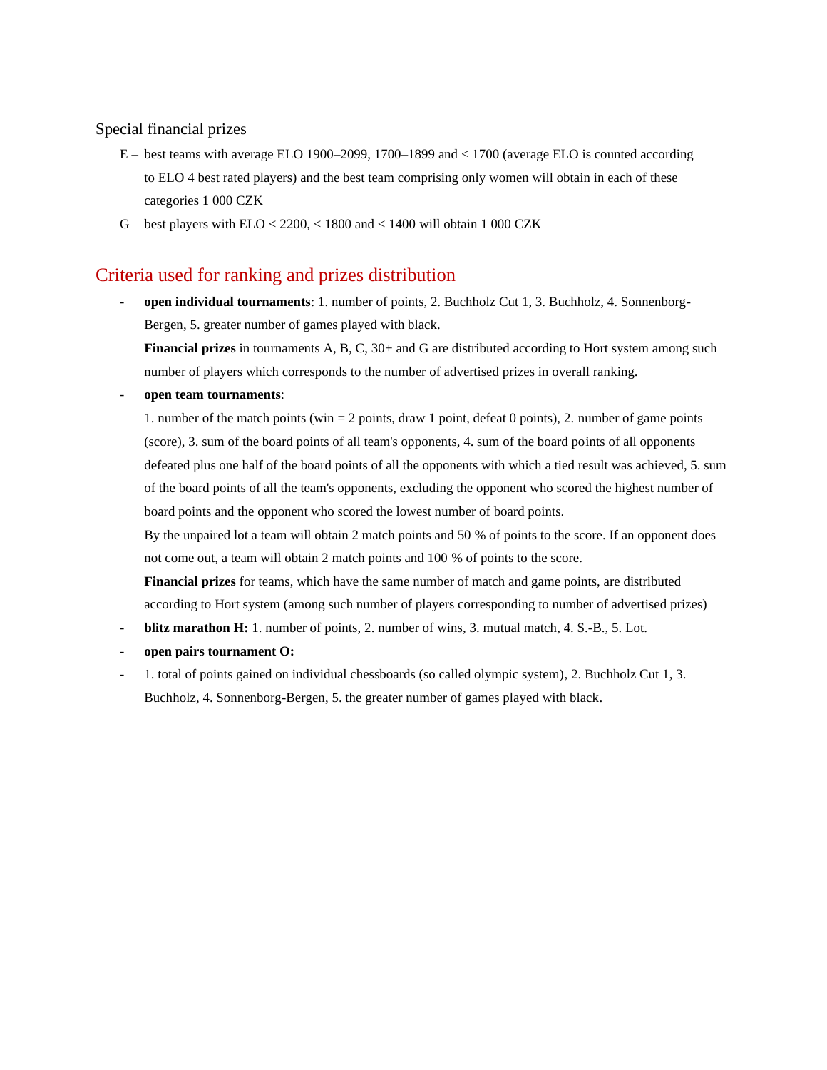Special financial prizes

- E – best teams with average ELO 1900–2099, 1700–1899 and < 1700 (average ELO is counted according to ELO 4 best rated players) and the best team comprising only women will obtain in each of these categories 1 000 CZK
- G – best players with ELO < 2200, < 1800 and < 1400 will obtain 1 000 CZK

## Criteria used for ranking and prizes distribution

- **open individual tournaments**: 1. number of points, 2. Buchholz Cut 1, 3. Buchholz, 4. Sonnenborg-Bergen, 5. greater number of games played with black.

  **Financial prizes** in tournaments A, B, C, 30+ and G are distributed according to Hort system among such number of players which corresponds to the number of advertised prizes in overall ranking.
- **open team tournaments**:

  1. number of the match points (win = 2 points, draw 1 point, defeat 0 points), 2. number of game points (score), 3. sum of the board points of all team's opponents, 4. sum of the board points of all opponents defeated plus one half of the board points of all the opponents with which a tied result was achieved, 5. sum of the board points of all the team's opponents, excluding the opponent who scored the highest number of board points and the opponent who scored the lowest number of board points.

  By the unpaired lot a team will obtain 2 match points and 50 % of points to the score. If an opponent does not come out, a team will obtain 2 match points and 100 % of points to the score.

  **Financial prizes** for teams, which have the same number of match and game points, are distributed according to Hort system (among such number of players corresponding to number of advertised prizes)
- **blitz marathon H:** 1. number of points, 2. number of wins, 3. mutual match, 4. S.-B., 5. Lot.
- **open pairs tournament O:**
- 1. total of points gained on individual chessboards (so called olympic system), 2. Buchholz Cut 1, 3. Buchholz, 4. Sonnenborg-Bergen, 5. the greater number of games played with black.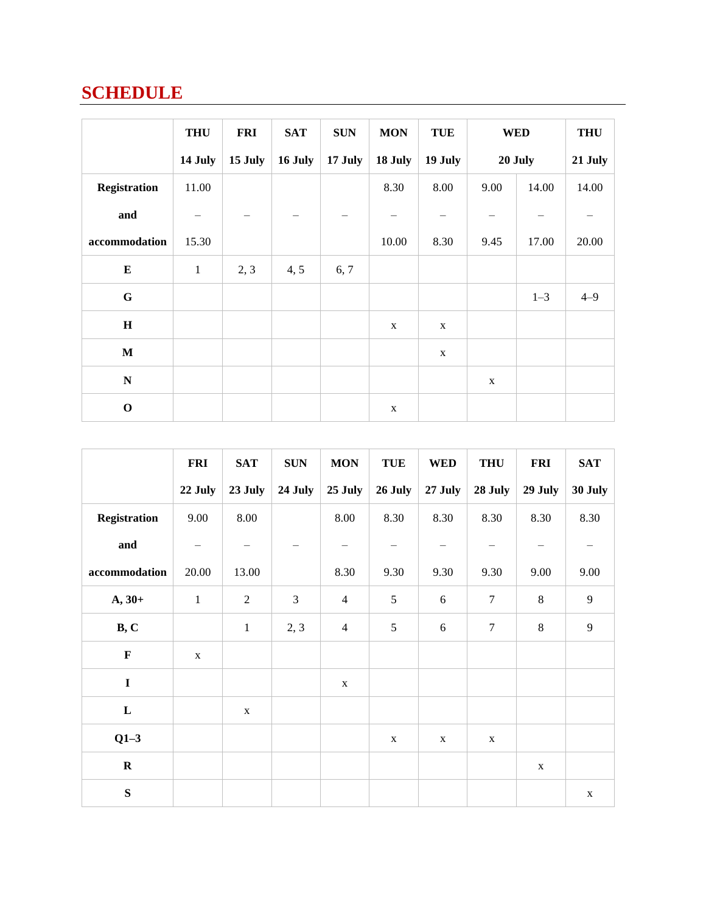## SCHEDULE

| | THU 14 July | FRI 15 July | SAT 16 July | SUN 17 July | MON 18 July | TUE 19 July | WED 20 July | | THU 21 July |
|---|---|---|---|---|---|---|---|---|---|
| Registration and accommodation | 11.00 – 15.30 | – | – | – | 8.30 – 10.00 | 8.00 – 8.30 | 9.00 – 9.45 | 14.00 – 17.00 | 14.00 – 20.00 |
| E | 1 | 2, 3 | 4, 5 | 6, 7 | | | | | |
| G | | | | | | | | 1–3 | 4–9 |
| H | | | | | x | x | | | |
| M | | | | | | x | | | |
| N | | | | | | | x | | |
| O | | | | | x | | | | |

| | FRI 22 July | SAT 23 July | SUN 24 July | MON 25 July | TUE 26 July | WED 27 July | THU 28 July | FRI 29 July | SAT 30 July |
|---|---|---|---|---|---|---|---|---|---|
| Registration and accommodation | 9.00 – 20.00 | 8.00 – 13.00 | – | 8.00 – 8.30 | 8.30 – 9.30 | 8.30 – 9.30 | 8.30 – 9.30 | 8.30 – 9.00 | 8.30 – 9.00 |
| A, 30+ | 1 | 2 | 3 | 4 | 5 | 6 | 7 | 8 | 9 |
| B, C | | 1 | 2, 3 | 4 | 5 | 6 | 7 | 8 | 9 |
| F | x | | | | | | | | |
| I | | | | x | | | | | |
| L | | x | | | | | | | |
| Q1–3 | | | | | x | x | x | | |
| R | | | | | | | | x | |
| S | | | | | | | | | x |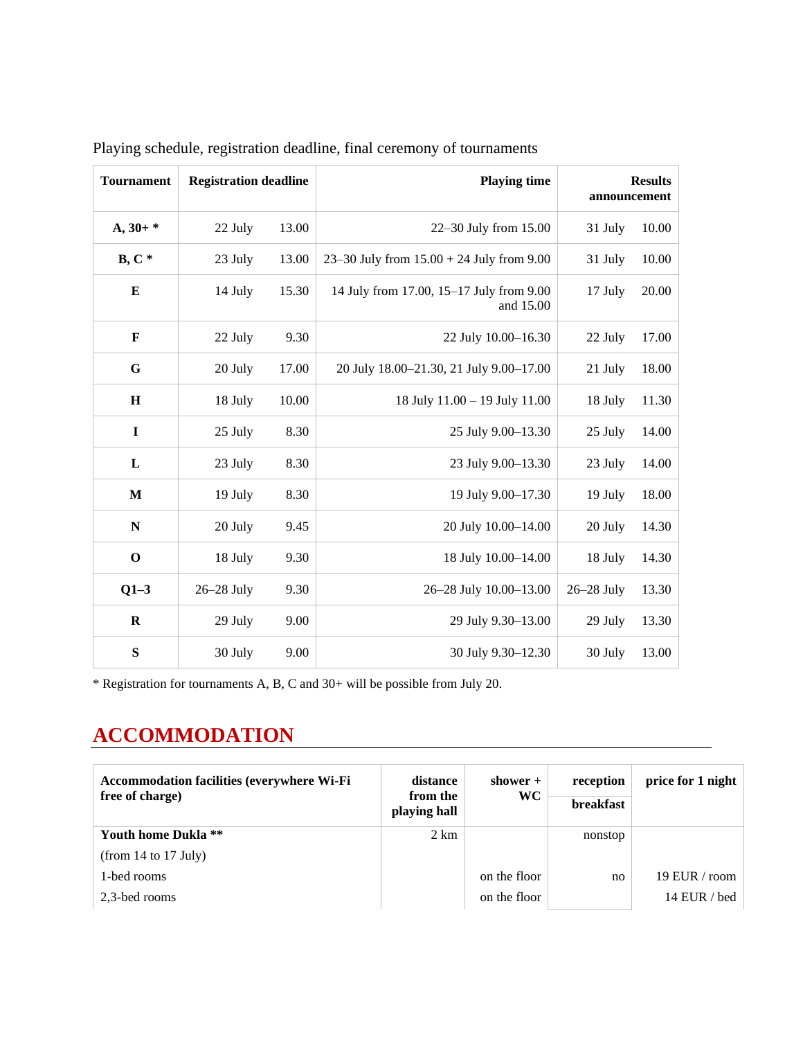Playing schedule, registration deadline, final ceremony of tournaments

| Tournament | Registration deadline | | Playing time | Results announcement | |
|---|---|---|---|---|---|
| **A, 30+ *** | 22 July | 13.00 | 22–30 July from 15.00 | 31 July | 10.00 |
| **B, C *** | 23 July | 13.00 | 23–30 July from 15.00 + 24 July from 9.00 | 31 July | 10.00 |
| **E** | 14 July | 15.30 | 14 July from 17.00, 15–17 July from 9.00 and 15.00 | 17 July | 20.00 |
| **F** | 22 July | 9.30 | 22 July 10.00–16.30 | 22 July | 17.00 |
| **G** | 20 July | 17.00 | 20 July 18.00–21.30, 21 July 9.00–17.00 | 21 July | 18.00 |
| **H** | 18 July | 10.00 | 18 July 11.00 – 19 July 11.00 | 18 July | 11.30 |
| **I** | 25 July | 8.30 | 25 July 9.00–13.30 | 25 July | 14.00 |
| **L** | 23 July | 8.30 | 23 July 9.00–13.30 | 23 July | 14.00 |
| **M** | 19 July | 8.30 | 19 July 9.00–17.30 | 19 July | 18.00 |
| **N** | 20 July | 9.45 | 20 July 10.00–14.00 | 20 July | 14.30 |
| **O** | 18 July | 9.30 | 18 July 10.00–14.00 | 18 July | 14.30 |
| **Q1–3** | 26–28 July | 9.30 | 26–28 July 10.00–13.00 | 26–28 July | 13.30 |
| **R** | 29 July | 9.00 | 29 July 9.30–13.00 | 29 July | 13.30 |
| **S** | 30 July | 9.00 | 30 July 9.30–12.30 | 30 July | 13.00 |

* Registration for tournaments A, B, C and 30+ will be possible from July 20.

# ACCOMMODATION

| Accommodation facilities (everywhere Wi-Fi free of charge) | distance from the playing hall | shower + WC | reception / breakfast | price for 1 night |
|---|---|---|---|---|
| **Youth home Dukla ** ** | 2 km | | nonstop | |
| (from 14 to 17 July) | | | | |
| 1-bed rooms | | on the floor | no | 19 EUR / room |
| 2,3-bed rooms | | on the floor | | 14 EUR / bed |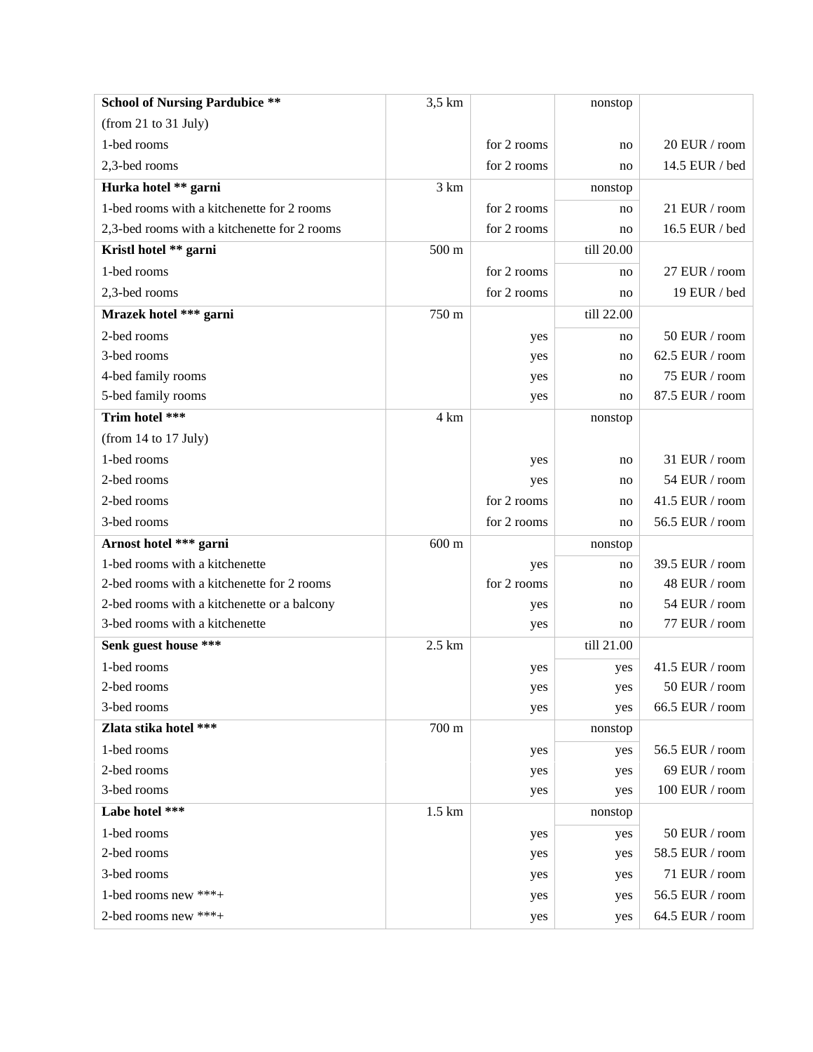| | | | | |
|---|---|---|---|---|
| **School of Nursing Pardubice \*\*** | 3,5 km | | nonstop | |
| (from 21 to 31 July) | | | | |
| 1-bed rooms | | for 2 rooms | no | 20 EUR / room |
| 2,3-bed rooms | | for 2 rooms | no | 14.5 EUR / bed |
| **Hurka hotel \*\* garni** | 3 km | | nonstop | |
| 1-bed rooms with a kitchenette for 2 rooms | | for 2 rooms | no | 21 EUR / room |
| 2,3-bed rooms with a kitchenette for 2 rooms | | for 2 rooms | no | 16.5 EUR / bed |
| **Kristl hotel \*\* garni** | 500 m | | till 20.00 | |
| 1-bed rooms | | for 2 rooms | no | 27 EUR / room |
| 2,3-bed rooms | | for 2 rooms | no | 19 EUR / bed |
| **Mrazek hotel \*\*\* garni** | 750 m | | till 22.00 | |
| 2-bed rooms | | yes | no | 50 EUR / room |
| 3-bed rooms | | yes | no | 62.5 EUR / room |
| 4-bed family rooms | | yes | no | 75 EUR / room |
| 5-bed family rooms | | yes | no | 87.5 EUR / room |
| **Trim hotel \*\*\*** | 4 km | | nonstop | |
| (from 14 to 17 July) | | | | |
| 1-bed rooms | | yes | no | 31 EUR / room |
| 2-bed rooms | | yes | no | 54 EUR / room |
| 2-bed rooms | | for 2 rooms | no | 41.5 EUR / room |
| 3-bed rooms | | for 2 rooms | no | 56.5 EUR / room |
| **Arnost hotel \*\*\* garni** | 600 m | | nonstop | |
| 1-bed rooms with a kitchenette | | yes | no | 39.5 EUR / room |
| 2-bed rooms with a kitchenette for 2 rooms | | for 2 rooms | no | 48 EUR / room |
| 2-bed rooms with a kitchenette or a balcony | | yes | no | 54 EUR / room |
| 3-bed rooms with a kitchenette | | yes | no | 77 EUR / room |
| **Senk guest house \*\*\*** | 2.5 km | | till 21.00 | |
| 1-bed rooms | | yes | yes | 41.5 EUR / room |
| 2-bed rooms | | yes | yes | 50 EUR / room |
| 3-bed rooms | | yes | yes | 66.5 EUR / room |
| **Zlata stika hotel \*\*\*** | 700 m | | nonstop | |
| 1-bed rooms | | yes | yes | 56.5 EUR / room |
| 2-bed rooms | | yes | yes | 69 EUR / room |
| 3-bed rooms | | yes | yes | 100 EUR / room |
| **Labe hotel \*\*\*** | 1.5 km | | nonstop | |
| 1-bed rooms | | yes | yes | 50 EUR / room |
| 2-bed rooms | | yes | yes | 58.5 EUR / room |
| 3-bed rooms | | yes | yes | 71 EUR / room |
| 1-bed rooms new ***+ | | yes | yes | 56.5 EUR / room |
| 2-bed rooms new ***+ | | yes | yes | 64.5 EUR / room |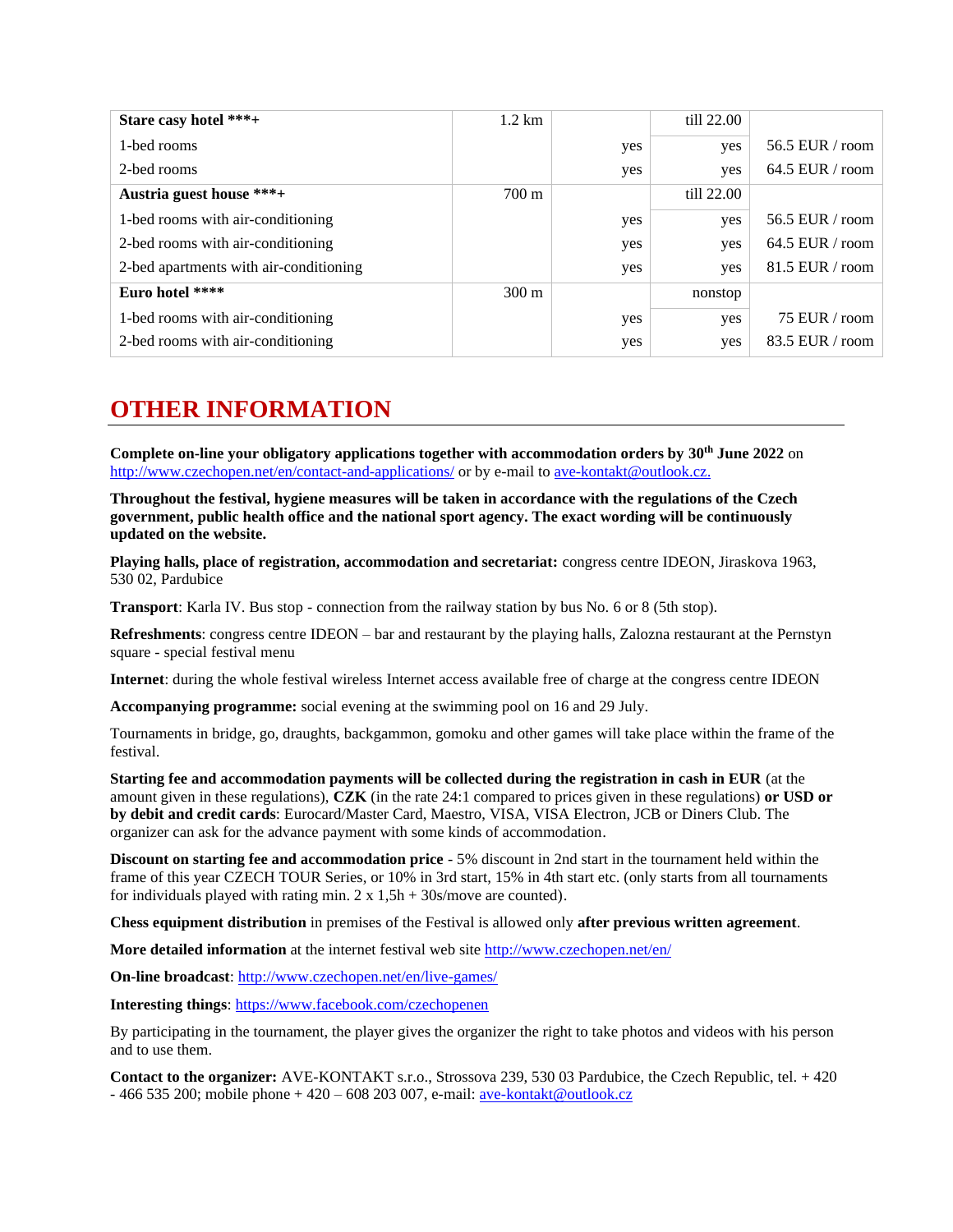| | | | | |
|---|---|---|---|---|
| **Stare casy hotel \*\*\*+** | 1.2 km | | till 22.00 | |
| 1-bed rooms | | yes | yes | 56.5 EUR / room |
| 2-bed rooms | | yes | yes | 64.5 EUR / room |
| **Austria guest house \*\*\*+** | 700 m | | till 22.00 | |
| 1-bed rooms with air-conditioning | | yes | yes | 56.5 EUR / room |
| 2-bed rooms with air-conditioning | | yes | yes | 64.5 EUR / room |
| 2-bed apartments with air-conditioning | | yes | yes | 81.5 EUR / room |
| **Euro hotel \*\*\*\*** | 300 m | | nonstop | |
| 1-bed rooms with air-conditioning | | yes | yes | 75 EUR / room |
| 2-bed rooms with air-conditioning | | yes | yes | 83.5 EUR / room |

# OTHER INFORMATION

**Complete on-line your obligatory applications together with accommodation orders by 30th June 2022** on http://www.czechopen.net/en/contact-and-applications/ or by e-mail to ave-kontakt@outlook.cz.

**Throughout the festival, hygiene measures will be taken in accordance with the regulations of the Czech government, public health office and the national sport agency. The exact wording will be continuously updated on the website.**

**Playing halls, place of registration, accommodation and secretariat:** congress centre IDEON, Jiraskova 1963, 530 02, Pardubice

**Transport**: Karla IV. Bus stop - connection from the railway station by bus No. 6 or 8 (5th stop).

**Refreshments**: congress centre IDEON – bar and restaurant by the playing halls, Zalozna restaurant at the Pernstyn square - special festival menu

**Internet**: during the whole festival wireless Internet access available free of charge at the congress centre IDEON

**Accompanying programme:** social evening at the swimming pool on 16 and 29 July.

Tournaments in bridge, go, draughts, backgammon, gomoku and other games will take place within the frame of the festival.

**Starting fee and accommodation payments will be collected during the registration in cash in EUR** (at the amount given in these regulations), **CZK** (in the rate 24:1 compared to prices given in these regulations) **or USD or by debit and credit cards**: Eurocard/Master Card, Maestro, VISA, VISA Electron, JCB or Diners Club. The organizer can ask for the advance payment with some kinds of accommodation.

**Discount on starting fee and accommodation price** - 5% discount in 2nd start in the tournament held within the frame of this year CZECH TOUR Series, or 10% in 3rd start, 15% in 4th start etc. (only starts from all tournaments for individuals played with rating min. 2 x 1,5h + 30s/move are counted).

**Chess equipment distribution** in premises of the Festival is allowed only **after previous written agreement**.

**More detailed information** at the internet festival web site http://www.czechopen.net/en/

**On-line broadcast**: http://www.czechopen.net/en/live-games/

**Interesting things**: https://www.facebook.com/czechopenen

By participating in the tournament, the player gives the organizer the right to take photos and videos with his person and to use them.

**Contact to the organizer:** AVE-KONTAKT s.r.o., Strossova 239, 530 03 Pardubice, the Czech Republic, tel. + 420 - 466 535 200; mobile phone + 420 – 608 203 007, e-mail: ave-kontakt@outlook.cz